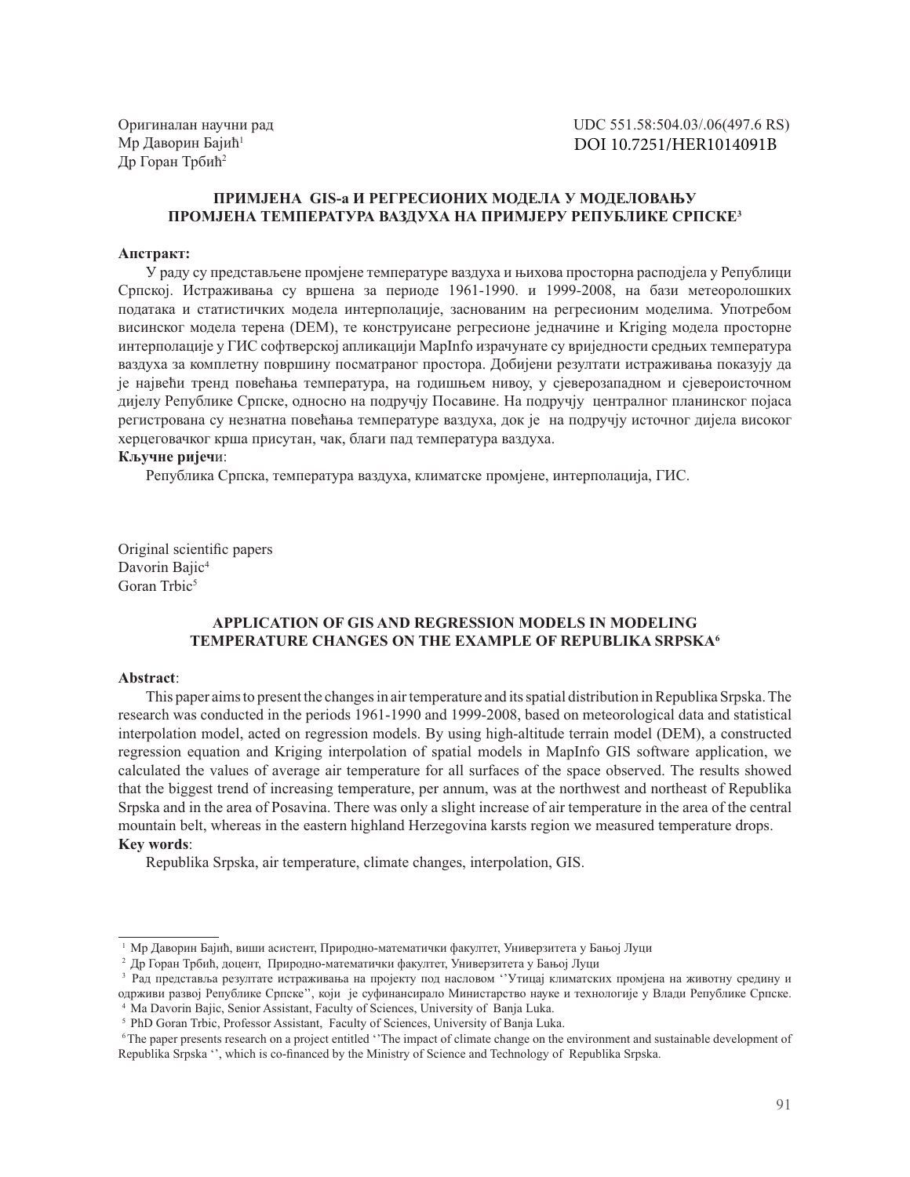Оригиналан научни рад
Мр Даворин Бајић[1]
Др Горан Трбић[2]

UDC 551.58:504.03/.06(497.6 RS)
DOI 10.7251/HER1014091B

## ПРИМЈЕНА GIS-а И РЕГРЕСИОНИХ МОДЕЛА У МОДЕЛОВАЊУ ПРОМЈЕНА ТЕМПЕРАТУРА ВАЗДУХА НА ПРИМЈЕРУ РЕПУБЛИКЕ СРПСКЕ[3]

**Апстракт:**

У раду су представљене промјене температуре ваздуха и њихова просторна расподјела у Републици Српској. Истраживања су вршена за периоде 1961-1990. и 1999-2008, на бази метеоролошких података и статистичких модела интерполације, заснованим на регресионим моделима. Употребом висинског модела терена (DEM), те конструисане регресионе једначине и Kriging модела просторне интерполације у ГИС софтверској апликацији MapInfo израчунате су вриједности средњих температура ваздуха за комплетну површину посматраног простора. Добијени резултати истраживања показују да је највећи тренд повећања температура, на годишњем нивоу, у сјеверозападном и сјевероисточном дијелу Републике Српске, односно на подручју Посавине. На подручју централног планинског појаса регистрована су незнатна повећања температуре ваздуха, док је на подручју источног дијела високог херцеговачког крша присутан, чак, благи пад температура ваздуха.

**Кључне ријечи**:

Република Српска, температура ваздуха, климатске промјене, интерполација, ГИС.

Original scientific papers
Davorin Bajic[4]
Goran Trbic[5]

## APPLICATION OF GIS AND REGRESSION MODELS IN MODELING TEMPERATURE CHANGES ON THE EXAMPLE OF REPUBLIKA SRPSKA[6]

**Abstract**:

This paper aims to present the changes in air temperature and its spatial distribution in Republika Srpska. The research was conducted in the periods 1961-1990 and 1999-2008, based on meteorological data and statistical interpolation model, acted on regression models. By using high-altitude terrain model (DEM), a constructed regression equation and Kriging interpolation of spatial models in MapInfo GIS software application, we calculated the values of average air temperature for all surfaces of the space observed. The results showed that the biggest trend of increasing temperature, per annum, was at the northwest and northeast of Republika Srpska and in the area of Posavina. There was only a slight increase of air temperature in the area of the central mountain belt, whereas in the eastern highland Herzegovina karsts region we measured temperature drops.

**Key words**:

Republika Srpska, air temperature, climate changes, interpolation, GIS.

---

[1] Мр Даворин Бајић, виши асистент, Природно-математички факултет, Универзитета у Бањој Луци

[2] Др Горан Трбић, доцент, Природно-математички факултет, Универзитета у Бањој Луци

[3] Рад представља резултате истраживања на пројекту под насловом ''Утицај климатских промјена на животну средину и одрживи развој Републике Српске'', који је суфинансирало Министарство науке и технологије у Влади Републике Српске.

[4] Ma Davorin Bajic, Senior Assistant, Faculty of Sciences, University of Banja Luka.

[5] PhD Goran Trbic, Professor Assistant, Faculty of Sciences, University of Banja Luka.

[6] The paper presents research on a project entitled ''The impact of climate change on the environment and sustainable development of Republika Srpska '', which is co-financed by the Ministry of Science and Technology of Republika Srpska.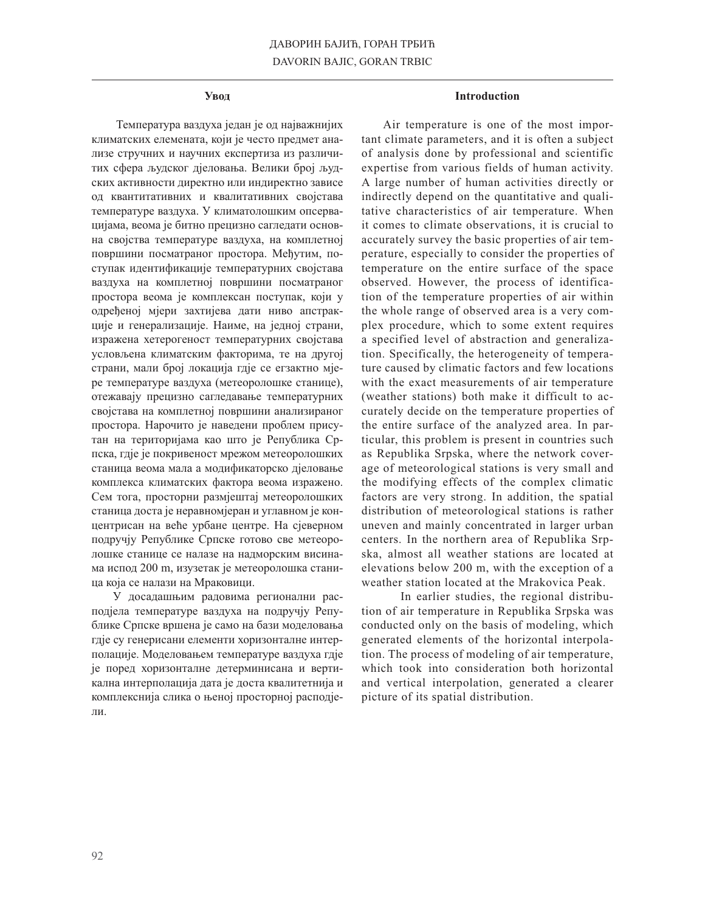## Увод

Температура ваздуха један је од најважнијих климатских елемената, који је често предмет анализе стручних и научних експертиза из различитих сфера људског дјеловања. Велики број људских активности директно или индиректно зависе од квантитативних и квалитативних својстава температуре ваздуха. У климатолошким опсервацијама, веома је битно прецизно сагледати основна својства температуре ваздуха, на комплетној површини посматраног простора. Међутим, поступак идентификације температурних својстава ваздуха на комплетној површини посматраног простора веома је комплексан поступак, који у одређеној мјери захтијева дати ниво апстракције и генерализације. Наиме, на једној страни, изражена хетерогеност температурних својстава условљена климатским факторима, те на другој страни, мали број локација гдје се егзактно мјере температуре ваздуха (метеоролошке станице), отежавају прецизно сагледавање температурних својстава на комплетној површини анализираног простора. Нарочито је наведени проблем присутан на територијама као што је Република Српска, гдје је покривеност мрежом метеоролошких станица веома мала а модификаторско дјеловање комплекса климатских фактора веома изражено. Сем тога, просторни размјештај метеоролошких станица доста је неравномјеран и углавном је концентрисан на веће урбане центре. На сјеверном подручју Републике Српске готово све метеоролошке станице се налазе на надморским висинама испод 200 m, изузетак је метеоролошка станица која се налази на Мраковици.

У досадашњим радовима регионални расподјела температуре ваздуха на подручју Републике Српске вршена је само на бази моделовања гдје су генерисани елементи хоризонталне интерполације. Моделовањем температуре ваздуха гдје је поред хоризонталне детерминисана и вертикална интерполација дата је доста квалитетнија и комплекснија слика о њеној просторној расподјели.

## Introduction

Air temperature is one of the most important climate parameters, and it is often a subject of analysis done by professional and scientific expertise from various fields of human activity. A large number of human activities directly or indirectly depend on the quantitative and qualitative characteristics of air temperature. When it comes to climate observations, it is crucial to accurately survey the basic properties of air temperature, especially to consider the properties of temperature on the entire surface of the space observed. However, the process of identification of the temperature properties of air within the whole range of observed area is a very complex procedure, which to some extent requires a specified level of abstraction and generalization. Specifically, the heterogeneity of temperature caused by climatic factors and few locations with the exact measurements of air temperature (weather stations) both make it difficult to accurately decide on the temperature properties of the entire surface of the analyzed area. In particular, this problem is present in countries such as Republika Srpska, where the network coverage of meteorological stations is very small and the modifying effects of the complex climatic factors are very strong. In addition, the spatial distribution of meteorological stations is rather uneven and mainly concentrated in larger urban centers. In the northern area of Republika Srpska, almost all weather stations are located at elevations below 200 m, with the exception of a weather station located at the Mrakovica Peak.

In earlier studies, the regional distribution of air temperature in Republika Srpska was conducted only on the basis of modeling, which generated elements of the horizontal interpolation. The process of modeling of air temperature, which took into consideration both horizontal and vertical interpolation, generated a clearer picture of its spatial distribution.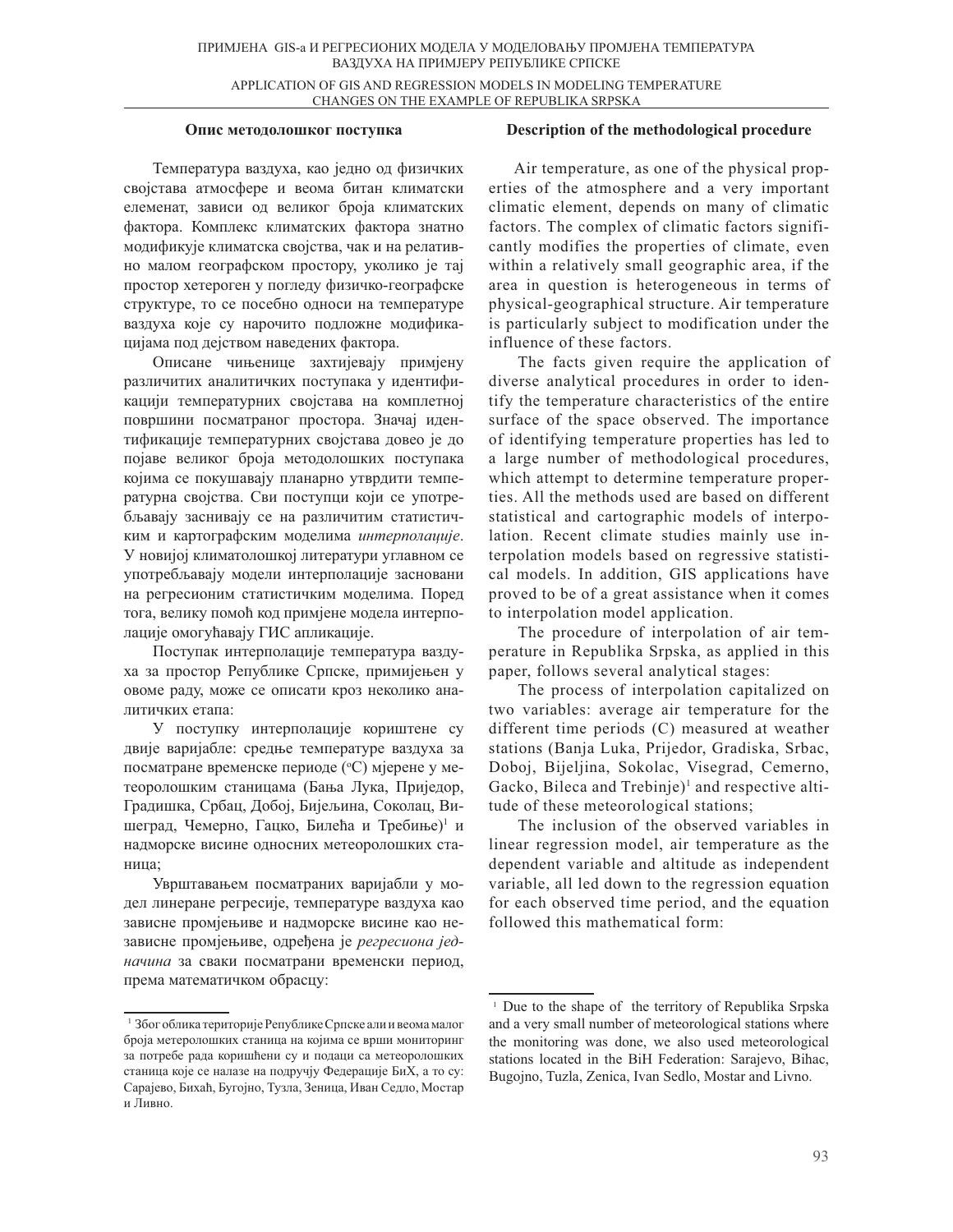## Опис методолошког поступка

Температура ваздуха, као једно од физичких својстава атмосфере и веома битан климатски елеменат, зависи од великог броја климатских фактора. Комплекс климатских фактора знатно модификује климатска својства, чак и на релативно малом географском простору, уколико је тај простор хетероген у погледу физичко-географске структуре, то се посебно односи на температуре ваздуха које су нарочито подложне модификацијама под дејством наведених фактора.

Описане чињенице захтијевају примјену различитих аналитичких поступака у идентификацији температурних својстава на комплетној површини посматраног простора. Значај идентификације температурних својстава довео је до појаве великог броја методолошких поступака којима се покушавају планарно утврдити температурна својства. Сви поступци који се употребљавају заснивају се на различитим статистичким и картографским моделима *интерполације*. У новијој климатолошкој литератури углавном се употребљавају модели интерполације засновани на регресионим статистичким моделима. Поред тога, велику помоћ код примјене модела интерполације омогућавају ГИС апликације.

Поступак интерполације температура ваздуха за простор Републике Српске, примијењен у овоме раду, може се описати кроз неколико аналитичких етапа:

У поступку интерполације кориштене су двије варијабле: средње температуре ваздуха за посматране временске периоде (°C) мјерене у метеоролошким станицама (Бања Лука, Приједор, Градишка, Србац, Добој, Бијељина, Соколац, Вишеград, Чемерно, Гацко, Билећа и Требиње)[1] и надморске висине односних метеоролошких станица;

Уврштавањем посматраних варијабли у модел линеране регресије, температуре ваздуха као зависне промјењиве и надморске висине као независне промјењиве, одређена је *регресиона једначина* за сваки посматрани временски период, према математичком обрасцу:

[1] Због облика територије Републике Српске али и веома малог броја метеролошких станица на којима се врши мониторинг за потребе рада коришћени су и подаци са метеоролошких станица које се налазе на подручју Федерације БиХ, а то су: Сарајево, Бихаћ, Бугојно, Тузла, Зеница, Иван Седло, Мостар и Ливно.

## Description of the methodological procedure

Air temperature, as one of the physical properties of the atmosphere and a very important climatic element, depends on many of climatic factors. The complex of climatic factors significantly modifies the properties of climate, even within a relatively small geographic area, if the area in question is heterogeneous in terms of physical-geographical structure. Air temperature is particularly subject to modification under the influence of these factors.

The facts given require the application of diverse analytical procedures in order to identify the temperature characteristics of the entire surface of the space observed. The importance of identifying temperature properties has led to a large number of methodological procedures, which attempt to determine temperature properties. All the methods used are based on different statistical and cartographic models of interpolation. Recent climate studies mainly use interpolation models based on regressive statistical models. In addition, GIS applications have proved to be of a great assistance when it comes to interpolation model application.

The procedure of interpolation of air temperature in Republika Srpska, as applied in this paper, follows several analytical stages:

The process of interpolation capitalized on two variables: average air temperature for the different time periods (C) measured at weather stations (Banja Luka, Prijedor, Gradiska, Srbac, Doboj, Bijeljina, Sokolac, Visegrad, Cemerno, Gacko, Bileca and Trebinje)[1] and respective altitude of these meteorological stations;

The inclusion of the observed variables in linear regression model, air temperature as the dependent variable and altitude as independent variable, all led down to the regression equation for each observed time period, and the equation followed this mathematical form:

[1] Due to the shape of the territory of Republika Srpska and a very small number of meteorological stations where the monitoring was done, we also used meteorological stations located in the BiH Federation: Sarajevo, Bihac, Bugojno, Tuzla, Zenica, Ivan Sedlo, Mostar and Livno.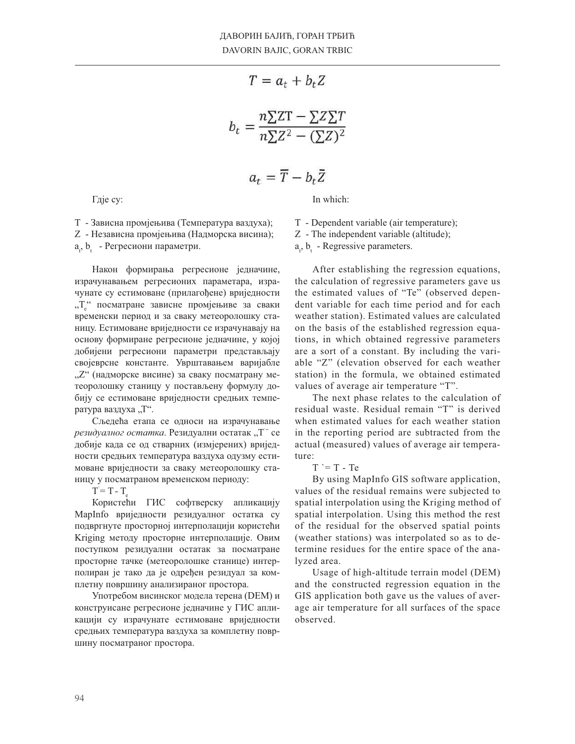$$T = a_t + b_t Z$$

$$b_t = \frac{n\sum ZT - \sum Z \sum T}{n\sum Z^2 - (\sum Z)^2}$$

$$a_t = \bar{T} - b_t \bar{Z}$$

Гдје су:

T - Зависна промјењива (Температура ваздуха);
Z - Независна промјењива (Надморска висина);
$a_t$, $b_t$ - Регресиони параметри.

Након формирања регресионе једначине, израчунавањем регресионих параметара, израчунате су естимоване (прилагођене) вриједности „$T_e$" посматране зависне промјењиве за сваки временски период и за сваку метеоролошку станицу. Естимоване вриједности се израчунавају на основу формиране регресионе једначине, у којој добијени регресиони параметри представљају својеврсне константе. Увршатвањем варијабле „Z" (надморске висине) за сваку посматрану метеоролошку станицу у постављену формулу добију се естимоване вриједности средњих температура ваздуха „T".

Сљедећа етапа се односи на израчунавање *резидуалног остатка*. Резидуални остатак „T`" се добије када се од стварних (измјерених) вриједности средњих температура ваздуха одузму естимоване вриједности за сваку метеоролошку станицу у посматраном временском периоду:

$T` = T - T_e$

Користећи ГИС софтверску апликацију MapInfo вриједности резидуалног остатка су подвргнуте просторној интерполацији користећи Kriging методу просторне интерполације. Овим поступком резидуални остатак за посматране просторне тачке (метеоролошке станице) интерполиран је тако да је одређен резидуал за комплетну површину анализираног простора.

Употребом висинског модела терена (DEM) и конструисане регресионе једначине у ГИС апликацији су израчунате естимоване вриједности средњих температура ваздуха за комплетну површину посматраног простора.

In which:

T - Dependent variable (air temperature);
Z - The independent variable (altitude);
$a_t$, $b_t$ - Regressive parameters.

After establishing the regression equations, the calculation of regressive parameters gave us the estimated values of "Te" (observed dependent variable for each time period and for each weather station). Estimated values are calculated on the basis of the established regression equations, in which obtained regressive parameters are a sort of a constant. By including the variable "Z" (elevation observed for each weather station) in the formula, we obtained estimated values of average air temperature "T".

The next phase relates to the calculation of residual waste. Residual remain "T" is derived when estimated values for each weather station in the reporting period are subtracted from the actual (measured) values of average air temperature:

T `= T - Te

By using MapInfo GIS software application, values of the residual remains were subjected to spatial interpolation using the Kriging method of spatial interpolation. Using this method the rest of the residual for the observed spatial points (weather stations) was interpolated so as to determine residues for the entire space of the analyzed area.

Usage of high-altitude terrain model (DEM) and the constructed regression equation in the GIS application both gave us the values of average air temperature for all surfaces of the space observed.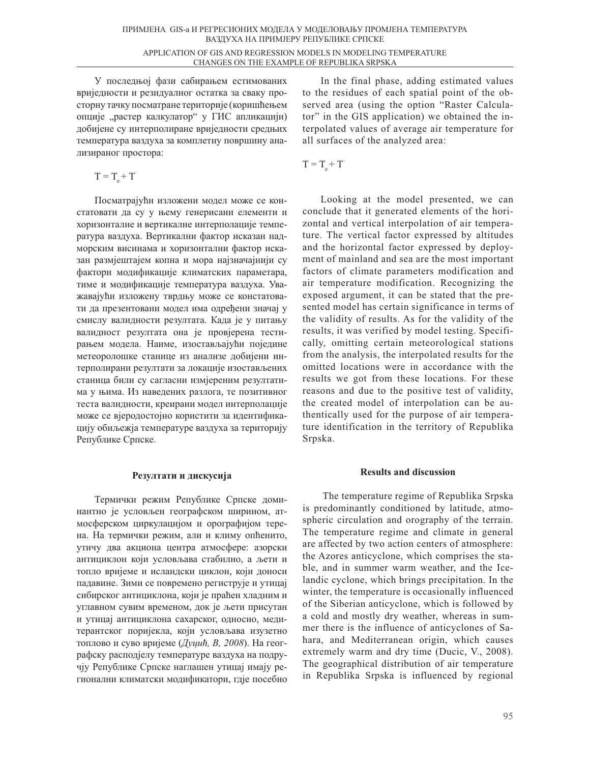У последњој фази сабирањем естимованих вриједности и резидуалног остатка за сваку просторну тачку посматране територије (коришћењем опције „растер калкулатор" у ГИС апликацији) добијене су интерполиране вриједности средњих температура ваздуха за комплетну површину анализираног простора:

$$T = T_e + T'$$

Посматрајући изложени модел може се констатовати да су у њему генерисани елементи и хоризонталне и вертикалне интерполације температура ваздуха. Вертикални фактор исказан надморским висинама и хоризонтални фактор исказан размјештајем копна и мора најзначајнији су фактори модификације климатских параметара, тиме и модификације температура ваздуха. Уважавајући изложену тврдњу може се констатовати да презентовани модел има одређени значај у смислу валидности резултата. Када је у питању валидност резултата она је провјерена тестирањем модела. Наиме, изостављајући поједине метеоролошке станице из анализе добијени интерполирани резултати за локације изостављених станица били су сагласни измјереним резултатима у њима. Из наведених разлога, те позитивног теста валидности, креирани модел интерполације може се вјеродостојно користити за идентификацију обиљежја температуре ваздуха за територију Републике Српске.

## Резултати и дискусија

Термички режим Републике Српске доминантно је условљен географском ширином, атмосферском циркулацијом и орографијом терена. На термички режим, али и климу опћенито, утичу два акциона центра атмосфере: азорски антициклон који условљава стабилно, а љети и топло вријеме и исландски циклон, који доноси падавине. Зими се повремено региструје и утицај сибирског антициклона, који је праћен хладним и углавном сувим временом, док је љети присутан и утицај антициклона сахарског, односно, медитерантског поријекла, који условљава изузетно топлово и суво вријеме (*Дуцић, В, 2008*). На географску расподјелу температуре ваздуха на подручју Републике Српске наглашен утицај имају регионални климатски модификатори, гдје посебно

In the final phase, adding estimated values to the residues of each spatial point of the observed area (using the option "Raster Calculator" in the GIS application) we obtained the interpolated values of average air temperature for all surfaces of the analyzed area:

$$T = T_e + T'$$

Looking at the model presented, we can conclude that it generated elements of the horizontal and vertical interpolation of air temperature. The vertical factor expressed by altitudes and the horizontal factor expressed by deployment of mainland and sea are the most important factors of climate parameters modification and air temperature modification. Recognizing the exposed argument, it can be stated that the presented model has certain significance in terms of the validity of results. As for the validity of the results, it was verified by model testing. Specifically, omitting certain meteorological stations from the analysis, the interpolated results for the omitted locations were in accordance with the results we got from these locations. For these reasons and due to the positive test of validity, the created model of interpolation can be authentically used for the purpose of air temperature identification in the territory of Republika Srpska.

## Results and discussion

The temperature regime of Republika Srpska is predominantly conditioned by latitude, atmospheric circulation and orography of the terrain. The temperature regime and climate in general are affected by two action centers of atmosphere: the Azores anticyclone, which comprises the stable, and in summer warm weather, and the Icelandic cyclone, which brings precipitation. In the winter, the temperature is occasionally influenced of the Siberian anticyclone, which is followed by a cold and mostly dry weather, whereas in summer there is the influence of anticyclones of Sahara, and Mediterranean origin, which causes extremely warm and dry time (Ducic, V., 2008). The geographical distribution of air temperature in Republika Srpska is influenced by regional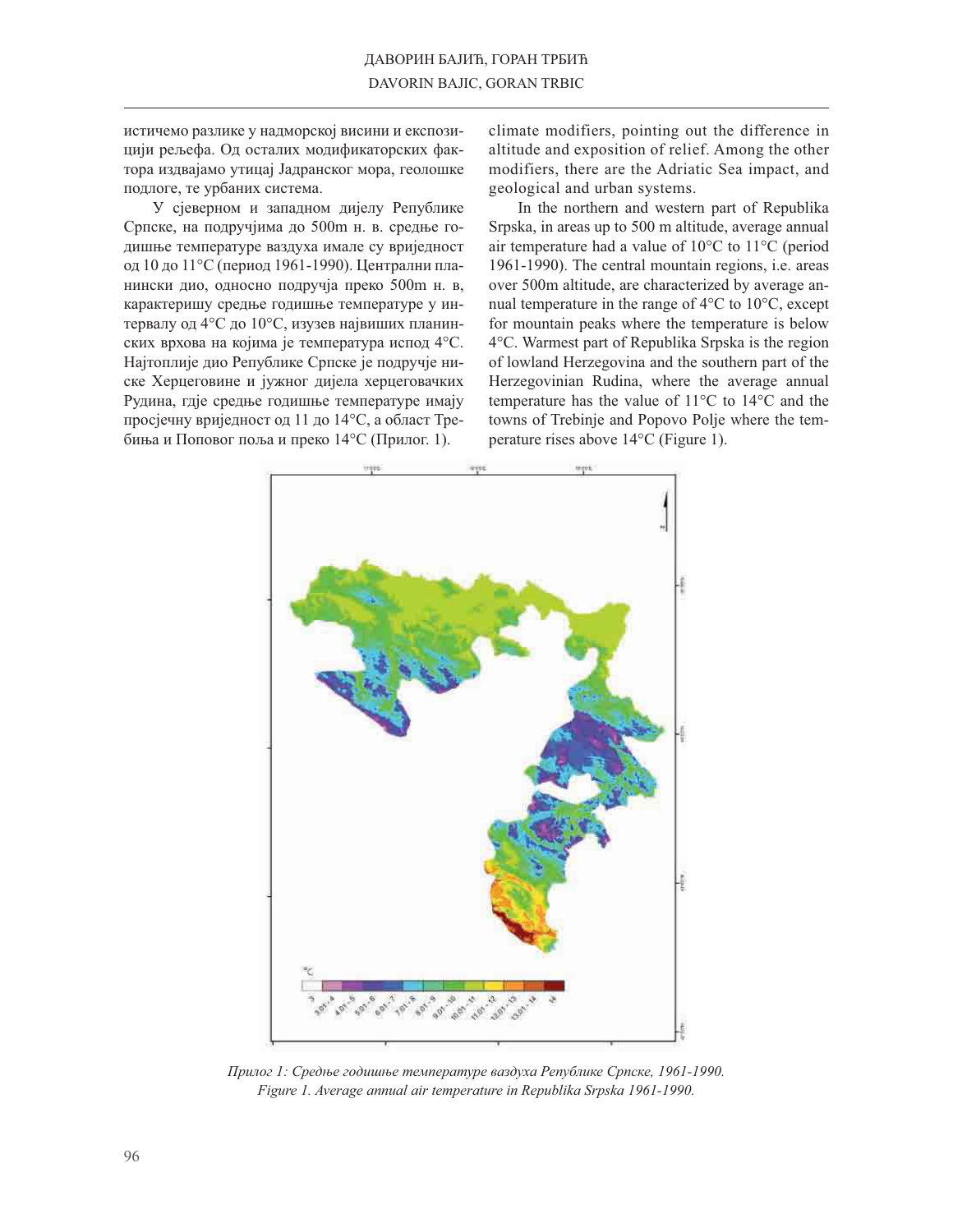истичемо разлике у надморској висини и експозицији рељефа. Од осталих модификаторских фактора издвајамо утицај Јадранског мора, геолошке подлоге, те урбаних система.

У сјеверном и западном дијелу Републике Српске, на подручјима до 500m н. в. средње годишње температуре ваздуха имале су вриједност од 10 до 11°C (период 1961-1990). Централни планински дио, односно подручја преко 500m н. в, карактеришу средње годишње температуре у интервалу од 4°C до 10°C, изузев највиших планинских врхова на којима је температура испод 4°C. Најтоплије дио Републике Српске је подручје ниске Херцеговине и јужног дијела херцеговачких Рудина, гдје средње годишње температуре имају просјечну вриједност од 11 до 14°C, а област Требиња и Поповог поља и преко 14°C (Прилог. 1).

climate modifiers, pointing out the difference in altitude and exposition of relief. Among the other modifiers, there are the Adriatic Sea impact, and geological and urban systems.

In the northern and western part of Republika Srpska, in areas up to 500 m altitude, average annual air temperature had a value of 10°C to 11°C (period 1961-1990). The central mountain regions, i.e. areas over 500m altitude, are characterized by average annual temperature in the range of 4°C to 10°C, except for mountain peaks where the temperature is below 4°C. Warmest part of Republika Srpska is the region of lowland Herzegovina and the southern part of the Herzegovinian Rudina, where the average annual temperature has the value of 11°C to 14°C and the towns of Trebinje and Popovo Polje where the temperature rises above 14°C (Figure 1).

*Прилог 1: Средње годишње температуре ваздуха Републике Српске, 1961-1990.*
*Figure 1. Average annual air temperature in Republika Srpska 1961-1990.*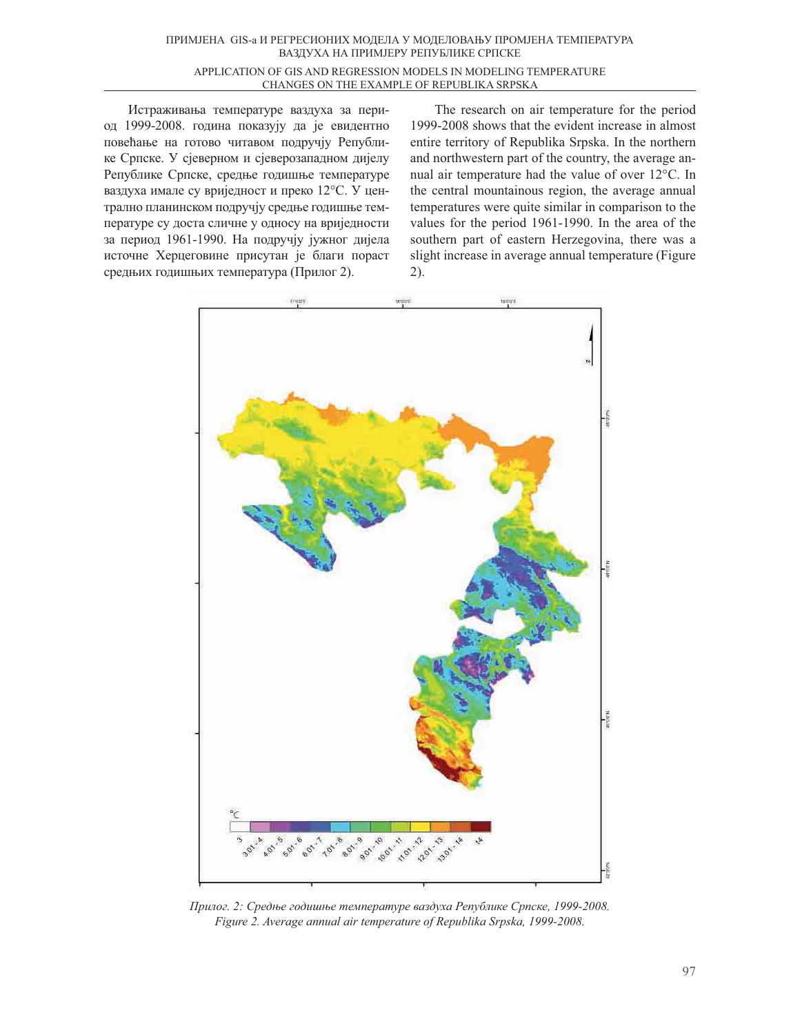Истраживања температуре ваздуха за период 1999-2008. година показују да је евидентно повећање на готово читавом подручју Републике Српске. У сјеверном и сјеверозападном дијелу Републике Српске, средње годишње температуре ваздуха имале су вриједност и преко 12°C. У централно планинском подручју средње годишње температуре су доста сличне у односу на вриједности за период 1961-1990. На подручју јужног дијела источне Херцеговине присутан је благи пораст средњих годишњих температура (Прилог 2).

The research on air temperature for the period 1999-2008 shows that the evident increase in almost entire territory of Republika Srpska. In the northern and northwestern part of the country, the average annual air temperature had the value of over 12°C. In the central mountainous region, the average annual temperatures were quite similar in comparison to the values for the period 1961-1990. In the area of the southern part of eastern Herzegovina, there was a slight increase in average annual temperature (Figure 2).

*Прилог. 2: Средње годишње температуре ваздуха Републике Српске, 1999-2008.*
*Figure 2. Average annual air temperature of Republika Srpska, 1999-2008.*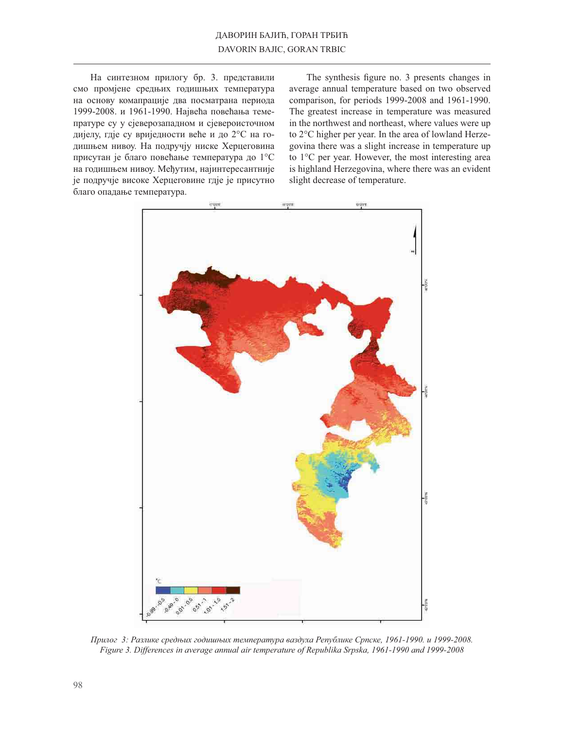На синтезном прилогу бр. 3. представили смо промјене средњих годишњих температура на основу комапрације два посматрана периода 1999-2008. и 1961-1990. Највећа повећања темепратуре су у сјеверозападном и сјевероисточном дијелу, гдје су вриједности веће и до 2°C на годишњем нивоу. На подручју ниске Херцеговина присутан је благо повећање температура до 1°C на годишњем нивоу. Међутим, најинтересантније је подручје високе Херцеговине гдје је присутно благо опадање температура.

The synthesis figure no. 3 presents changes in average annual temperature based on two observed comparison, for periods 1999-2008 and 1961-1990. The greatest increase in temperature was measured in the northwest and northeast, where values were up to 2°C higher per year. In the area of lowland Herzegovina there was a slight increase in temperature up to 1°C per year. However, the most interesting area is highland Herzegovina, where there was an evident slight decrease of temperature.

*Прилог 3: Разлике средњих годишњих температура ваздуха Републике Српске, 1961-1990. и 1999-2008.*
*Figure 3. Differences in average annual air temperature of Republika Srpska, 1961-1990 and 1999-2008*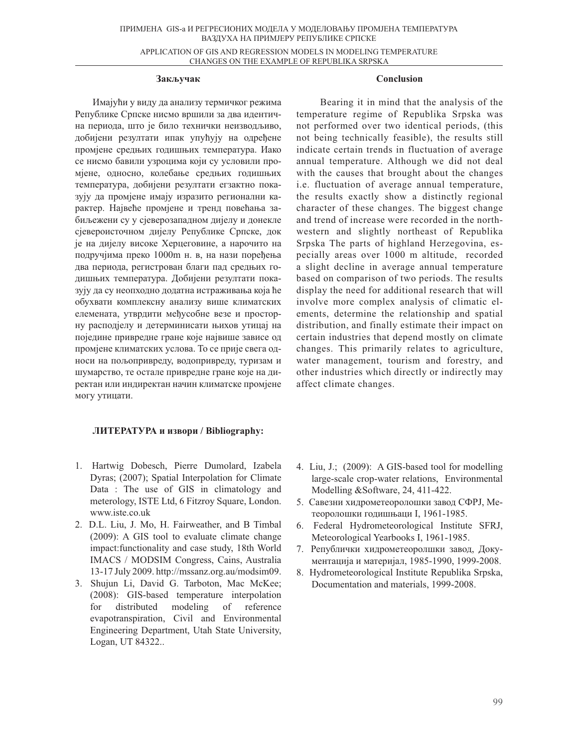## Закључак

Имајући у виду да анализу термичког режима Републике Српске нисмо вршили за два идентична периода, што је било технички неизводљиво, добијени резултати ипак упућују на одређене промјене средњих годишњих температура. Иако се нисмо бавили узроцима који су условили промјене, односно, колебање средњих годишњих температура, добијени резултати егзактно показују да промјене имају изразито регионални карактер. Највеће промјене и тренд повећања забиљежени су у сјеверозападном дијелу и донекле сјевероисточном дијелу Републике Српске, док је на дијелу високе Херцеговине, а нарочито на подручјима преко 1000m н. в, на нази поређења два периода, регистрован благи пад средњих годишњих температура. Добијени резултати показују да су неопходно додатна истраживања која ће обухвати комплексну анализу више климатских елемената, утврдити међусобне везе и просторну расподјелу и детерминисати њихов утицај на поједине привредне гране које највише зависе од промјене климатских услова. То се прије свега односи на пољопривреду, водопривреду, туризам и шумарство, те остале привредне гране које на директан или индиректан начин климатске промјене могу утицати.

## Conclusion

Bearing it in mind that the analysis of the temperature regime of Republika Srpska was not performed over two identical periods, (this not being technically feasible), the results still indicate certain trends in fluctuation of average annual temperature. Although we did not deal with the causes that brought about the changes i.e. fluctuation of average annual temperature, the results exactly show a distinctly regional character of these changes. The biggest change and trend of increase were recorded in the north-western and slightly northeast of Republika Srpska The parts of highland Herzegovina, especially areas over 1000 m altitude, recorded a slight decline in average annual temperature based on comparison of two periods. The results display the need for additional research that will involve more complex analysis of climatic elements, determine the relationship and spatial distribution, and finally estimate their impact on certain industries that depend mostly on climate changes. This primarily relates to agriculture, water management, tourism and forestry, and other industries which directly or indirectly may affect climate changes.

## ЛИТЕРАТУРА и извори / Bibliography:

1. Hartwig Dobesch, Pierre Dumolard, Izabela Dyras; (2007); Spatial Interpolation for Climate Data : The use of GIS in climatology and meterology, ISTE Ltd, 6 Fitzroy Square, London. www.iste.co.uk
2. D.L. Liu, J. Mo, H. Fairweather, and B Timbal (2009): A GIS tool to evaluate climate change impact:functionality and case study, 18th World IMACS / MODSIM Congress, Cains, Australia 13-17 July 2009. http://mssanz.org.au/modsim09.
3. Shujun Li, David G. Tarboton, Mac McKee; (2008): GIS-based temperature interpolation for distributed modeling of reference evapotranspiration, Civil and Environmental Engineering Department, Utah State University, Logan, UT 84322..
4. Liu, J.; (2009): A GIS-based tool for modelling large-scale crop-water relations, Environmental Modelling &Software, 24, 411-422.
5. Савезни хидрометеоролошки завод СФРЈ, Метеоролошки годишњаци I, 1961-1985.
6. Federal Hydrometeorological Institute SFRJ, Meteorological Yearbooks I, 1961-1985.
7. Републички хидрометеоролшки завод, Документација и материјал, 1985-1990, 1999-2008.
8. Hydrometeorological Institute Republika Srpska, Documentation and materials, 1999-2008.